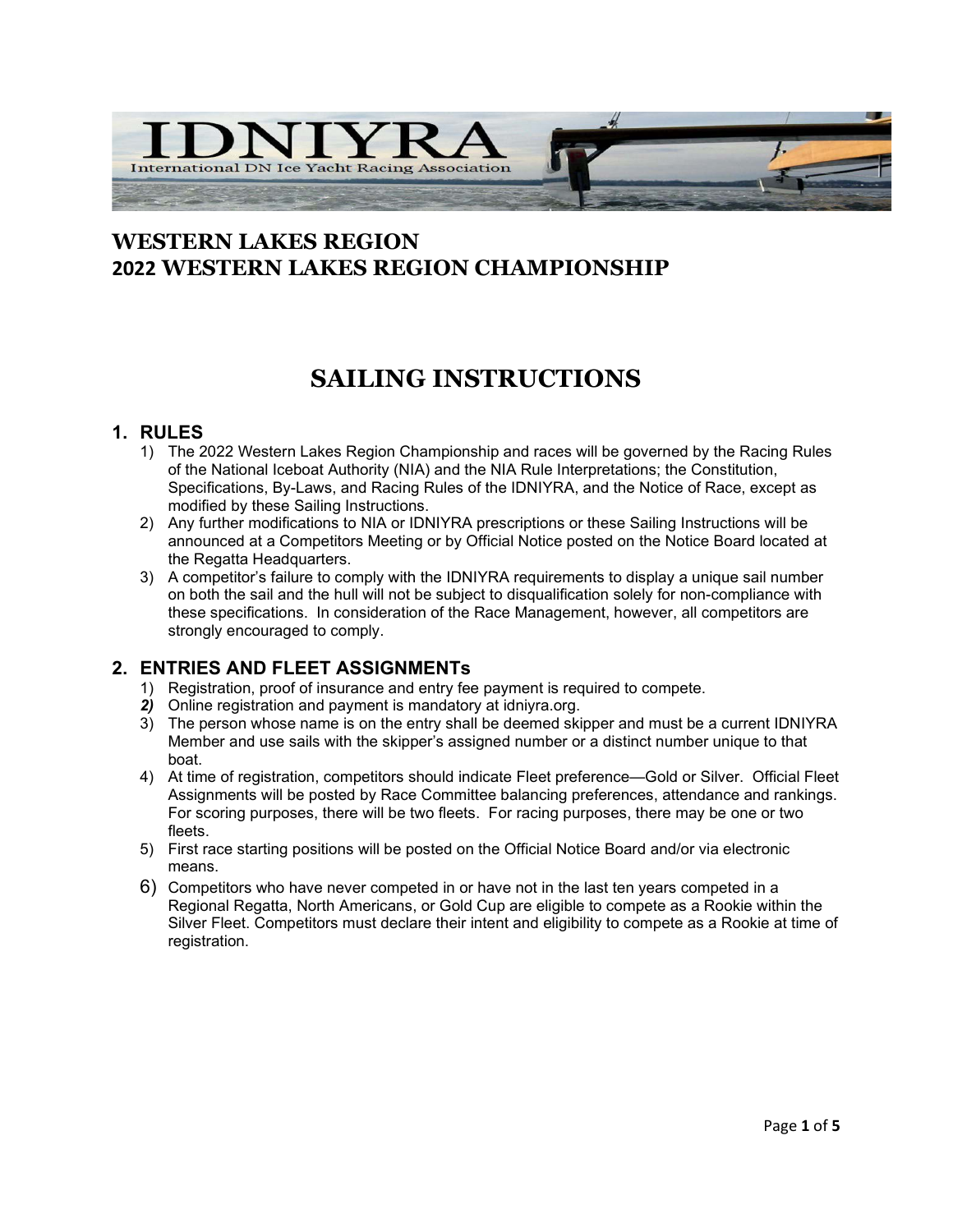# WESTERN LAKES REGION
# 2022 WESTERN LAKES REGION CHAMPIONSHIP

# SAILING INSTRUCTIONS

## 1. RULES

1) The 2022 Western Lakes Region Championship and races will be governed by the Racing Rules of the National Iceboat Authority (NIA) and the NIA Rule Interpretations; the Constitution, Specifications, By-Laws, and Racing Rules of the IDNIYRA, and the Notice of Race, except as modified by these Sailing Instructions.
2) Any further modifications to NIA or IDNIYRA prescriptions or these Sailing Instructions will be announced at a Competitors Meeting or by Official Notice posted on the Notice Board located at the Regatta Headquarters.
3) A competitor's failure to comply with the IDNIYRA requirements to display a unique sail number on both the sail and the hull will not be subject to disqualification solely for non-compliance with these specifications. In consideration of the Race Management, however, all competitors are strongly encouraged to comply.

## 2. ENTRIES AND FLEET ASSIGNMENTs

1) Registration, proof of insurance and entry fee payment is required to compete.
2) Online registration and payment is mandatory at idniyra.org.
3) The person whose name is on the entry shall be deemed skipper and must be a current IDNIYRA Member and use sails with the skipper's assigned number or a distinct number unique to that boat.
4) At time of registration, competitors should indicate Fleet preference—Gold or Silver. Official Fleet Assignments will be posted by Race Committee balancing preferences, attendance and rankings. For scoring purposes, there will be two fleets. For racing purposes, there may be one or two fleets.
5) First race starting positions will be posted on the Official Notice Board and/or via electronic means.
6) Competitors who have never competed in or have not in the last ten years competed in a Regional Regatta, North Americans, or Gold Cup are eligible to compete as a Rookie within the Silver Fleet. Competitors must declare their intent and eligibility to compete as a Rookie at time of registration.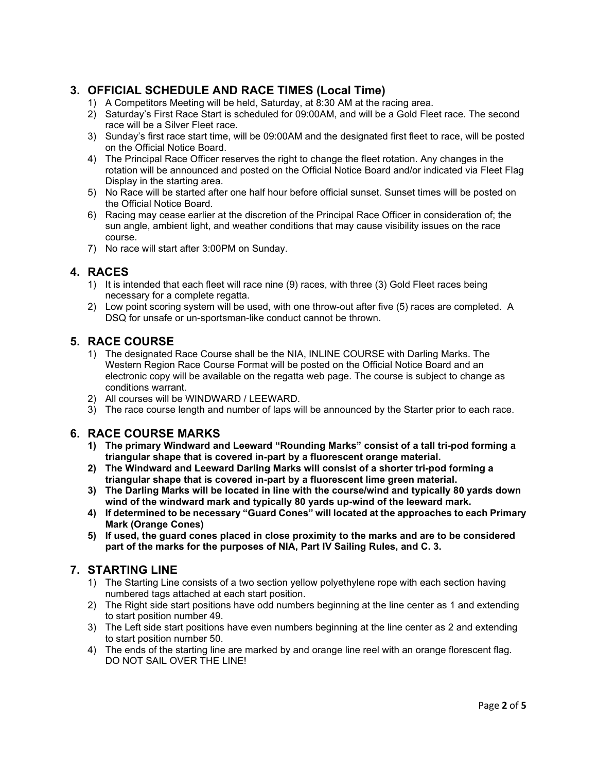## 3. OFFICIAL SCHEDULE AND RACE TIMES (Local Time)

1) A Competitors Meeting will be held, Saturday, at 8:30 AM at the racing area.
2) Saturday's First Race Start is scheduled for 09:00AM, and will be a Gold Fleet race. The second race will be a Silver Fleet race.
3) Sunday's first race start time, will be 09:00AM and the designated first fleet to race, will be posted on the Official Notice Board.
4) The Principal Race Officer reserves the right to change the fleet rotation. Any changes in the rotation will be announced and posted on the Official Notice Board and/or indicated via Fleet Flag Display in the starting area.
5) No Race will be started after one half hour before official sunset. Sunset times will be posted on the Official Notice Board.
6) Racing may cease earlier at the discretion of the Principal Race Officer in consideration of; the sun angle, ambient light, and weather conditions that may cause visibility issues on the race course.
7) No race will start after 3:00PM on Sunday.

## 4. RACES

1) It is intended that each fleet will race nine (9) races, with three (3) Gold Fleet races being necessary for a complete regatta.
2) Low point scoring system will be used, with one throw-out after five (5) races are completed. A DSQ for unsafe or un-sportsman-like conduct cannot be thrown.

## 5. RACE COURSE

1) The designated Race Course shall be the NIA, INLINE COURSE with Darling Marks. The Western Region Race Course Format will be posted on the Official Notice Board and an electronic copy will be available on the regatta web page. The course is subject to change as conditions warrant.
2) All courses will be WINDWARD / LEEWARD.
3) The race course length and number of laps will be announced by the Starter prior to each race.

## 6. RACE COURSE MARKS

1) **The primary Windward and Leeward "Rounding Marks" consist of a tall tri-pod forming a triangular shape that is covered in-part by a fluorescent orange material.**
2) **The Windward and Leeward Darling Marks will consist of a shorter tri-pod forming a triangular shape that is covered in-part by a fluorescent lime green material.**
3) **The Darling Marks will be located in line with the course/wind and typically 80 yards down wind of the windward mark and typically 80 yards up-wind of the leeward mark.**
4) **If determined to be necessary "Guard Cones" will located at the approaches to each Primary Mark (Orange Cones)**
5) **If used, the guard cones placed in close proximity to the marks and are to be considered part of the marks for the purposes of NIA, Part IV Sailing Rules, and C. 3.**

## 7. STARTING LINE

1) The Starting Line consists of a two section yellow polyethylene rope with each section having numbered tags attached at each start position.
2) The Right side start positions have odd numbers beginning at the line center as 1 and extending to start position number 49.
3) The Left side start positions have even numbers beginning at the line center as 2 and extending to start position number 50.
4) The ends of the starting line are marked by and orange line reel with an orange florescent flag. DO NOT SAIL OVER THE LINE!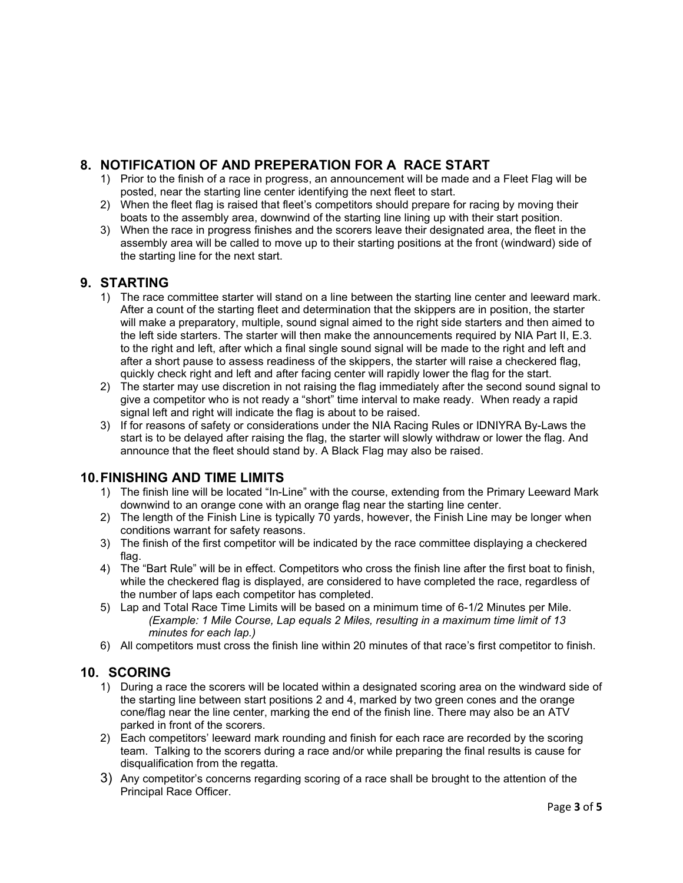## 8. NOTIFICATION OF AND PREPERATION FOR A RACE START

1) Prior to the finish of a race in progress, an announcement will be made and a Fleet Flag will be posted, near the starting line center identifying the next fleet to start.
2) When the fleet flag is raised that fleet's competitors should prepare for racing by moving their boats to the assembly area, downwind of the starting line lining up with their start position.
3) When the race in progress finishes and the scorers leave their designated area, the fleet in the assembly area will be called to move up to their starting positions at the front (windward) side of the starting line for the next start.

## 9. STARTING

1) The race committee starter will stand on a line between the starting line center and leeward mark. After a count of the starting fleet and determination that the skippers are in position, the starter will make a preparatory, multiple, sound signal aimed to the right side starters and then aimed to the left side starters. The starter will then make the announcements required by NIA Part II, E.3. to the right and left, after which a final single sound signal will be made to the right and left and after a short pause to assess readiness of the skippers, the starter will raise a checkered flag, quickly check right and left and after facing center will rapidly lower the flag for the start.
2) The starter may use discretion in not raising the flag immediately after the second sound signal to give a competitor who is not ready a "short" time interval to make ready. When ready a rapid signal left and right will indicate the flag is about to be raised.
3) If for reasons of safety or considerations under the NIA Racing Rules or IDNIYRA By-Laws the start is to be delayed after raising the flag, the starter will slowly withdraw or lower the flag. And announce that the fleet should stand by. A Black Flag may also be raised.

## 10. FINISHING AND TIME LIMITS

1) The finish line will be located "In-Line" with the course, extending from the Primary Leeward Mark downwind to an orange cone with an orange flag near the starting line center.
2) The length of the Finish Line is typically 70 yards, however, the Finish Line may be longer when conditions warrant for safety reasons.
3) The finish of the first competitor will be indicated by the race committee displaying a checkered flag.
4) The "Bart Rule" will be in effect. Competitors who cross the finish line after the first boat to finish, while the checkered flag is displayed, are considered to have completed the race, regardless of the number of laps each competitor has completed.
5) Lap and Total Race Time Limits will be based on a minimum time of 6-1/2 Minutes per Mile.
   *(Example: 1 Mile Course, Lap equals 2 Miles, resulting in a maximum time limit of 13 minutes for each lap.)*
6) All competitors must cross the finish line within 20 minutes of that race's first competitor to finish.

## 10. SCORING

1) During a race the scorers will be located within a designated scoring area on the windward side of the starting line between start positions 2 and 4, marked by two green cones and the orange cone/flag near the line center, marking the end of the finish line. There may also be an ATV parked in front of the scorers.
2) Each competitors' leeward mark rounding and finish for each race are recorded by the scoring team. Talking to the scorers during a race and/or while preparing the final results is cause for disqualification from the regatta.
3) Any competitor's concerns regarding scoring of a race shall be brought to the attention of the Principal Race Officer.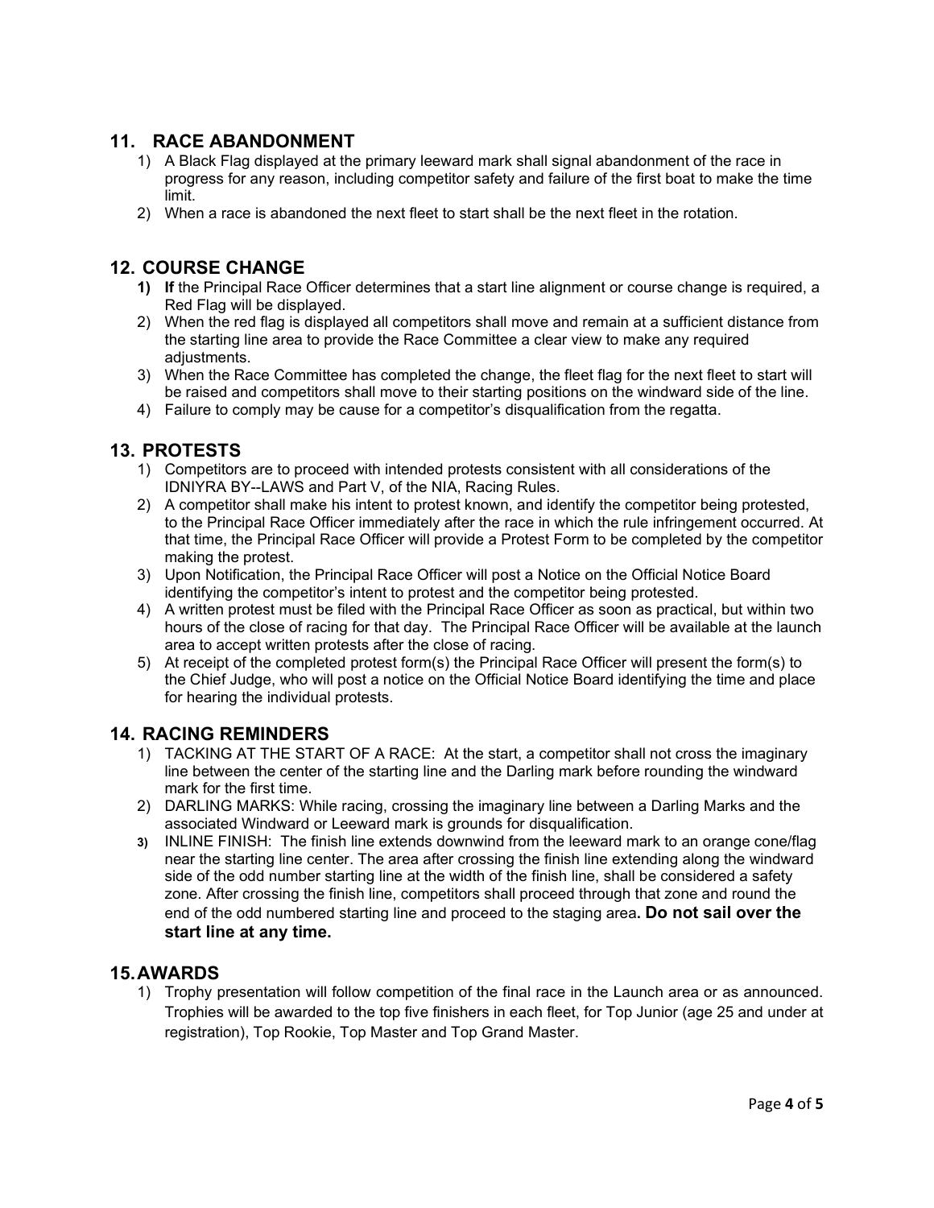## 11. RACE ABANDONMENT

1) A Black Flag displayed at the primary leeward mark shall signal abandonment of the race in progress for any reason, including competitor safety and failure of the first boat to make the time limit.
2) When a race is abandoned the next fleet to start shall be the next fleet in the rotation.

## 12. COURSE CHANGE

1) **If** the Principal Race Officer determines that a start line alignment or course change is required, a Red Flag will be displayed.
2) When the red flag is displayed all competitors shall move and remain at a sufficient distance from the starting line area to provide the Race Committee a clear view to make any required adjustments.
3) When the Race Committee has completed the change, the fleet flag for the next fleet to start will be raised and competitors shall move to their starting positions on the windward side of the line.
4) Failure to comply may be cause for a competitor's disqualification from the regatta.

## 13. PROTESTS

1) Competitors are to proceed with intended protests consistent with all considerations of the IDNIYRA BY--LAWS and Part V, of the NIA, Racing Rules.
2) A competitor shall make his intent to protest known, and identify the competitor being protested, to the Principal Race Officer immediately after the race in which the rule infringement occurred. At that time, the Principal Race Officer will provide a Protest Form to be completed by the competitor making the protest.
3) Upon Notification, the Principal Race Officer will post a Notice on the Official Notice Board identifying the competitor's intent to protest and the competitor being protested.
4) A written protest must be filed with the Principal Race Officer as soon as practical, but within two hours of the close of racing for that day. The Principal Race Officer will be available at the launch area to accept written protests after the close of racing.
5) At receipt of the completed protest form(s) the Principal Race Officer will present the form(s) to the Chief Judge, who will post a notice on the Official Notice Board identifying the time and place for hearing the individual protests.

## 14. RACING REMINDERS

1) TACKING AT THE START OF A RACE: At the start, a competitor shall not cross the imaginary line between the center of the starting line and the Darling mark before rounding the windward mark for the first time.
2) DARLING MARKS: While racing, crossing the imaginary line between a Darling Marks and the associated Windward or Leeward mark is grounds for disqualification.
3) INLINE FINISH: The finish line extends downwind from the leeward mark to an orange cone/flag near the starting line center. The area after crossing the finish line extending along the windward side of the odd number starting line at the width of the finish line, shall be considered a safety zone. After crossing the finish line, competitors shall proceed through that zone and round the end of the odd numbered starting line and proceed to the staging area**. Do not sail over the start line at any time.**

## 15. AWARDS

1) Trophy presentation will follow competition of the final race in the Launch area or as announced. Trophies will be awarded to the top five finishers in each fleet, for Top Junior (age 25 and under at registration), Top Rookie, Top Master and Top Grand Master.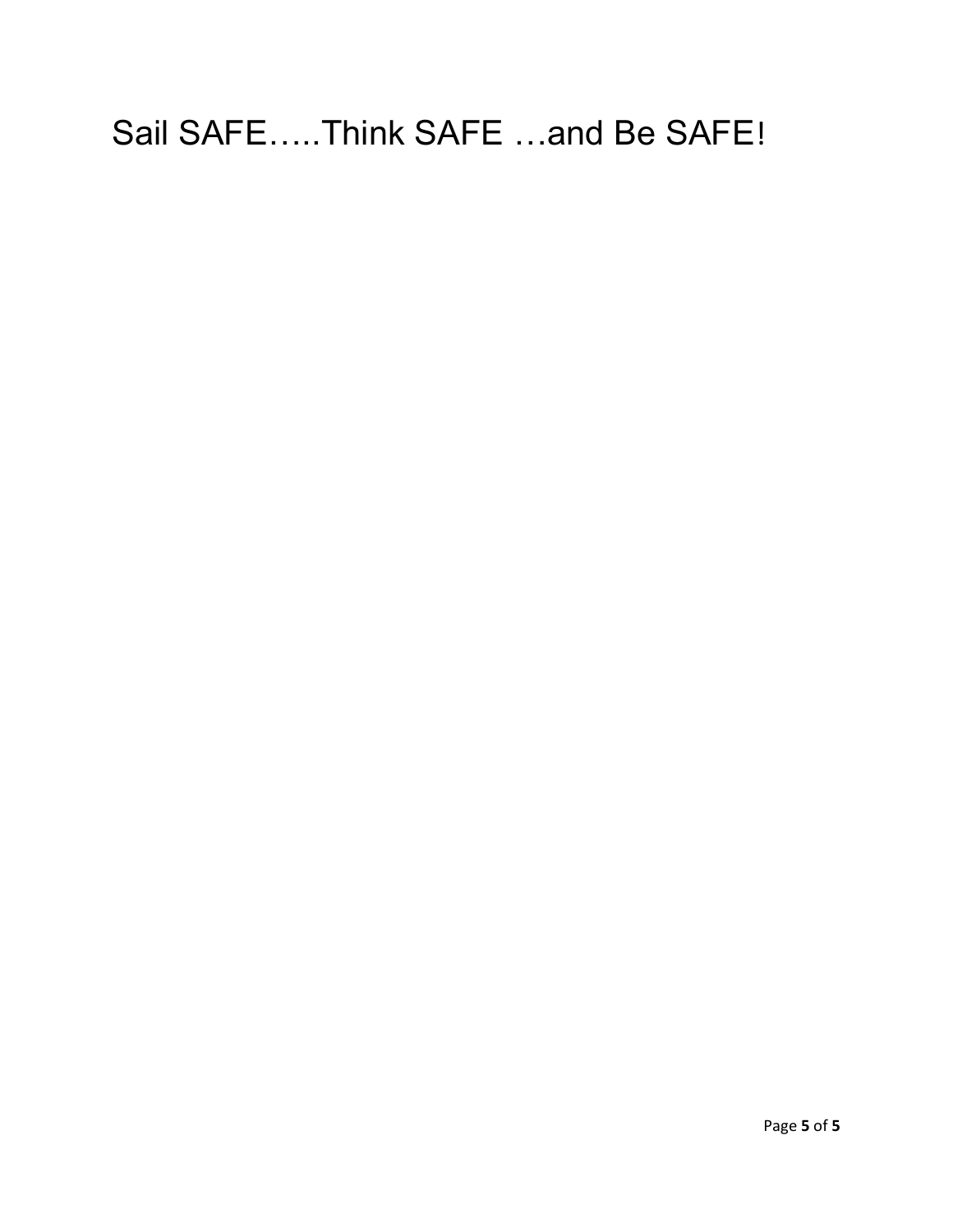Sail SAFE…..Think SAFE …and Be SAFE!